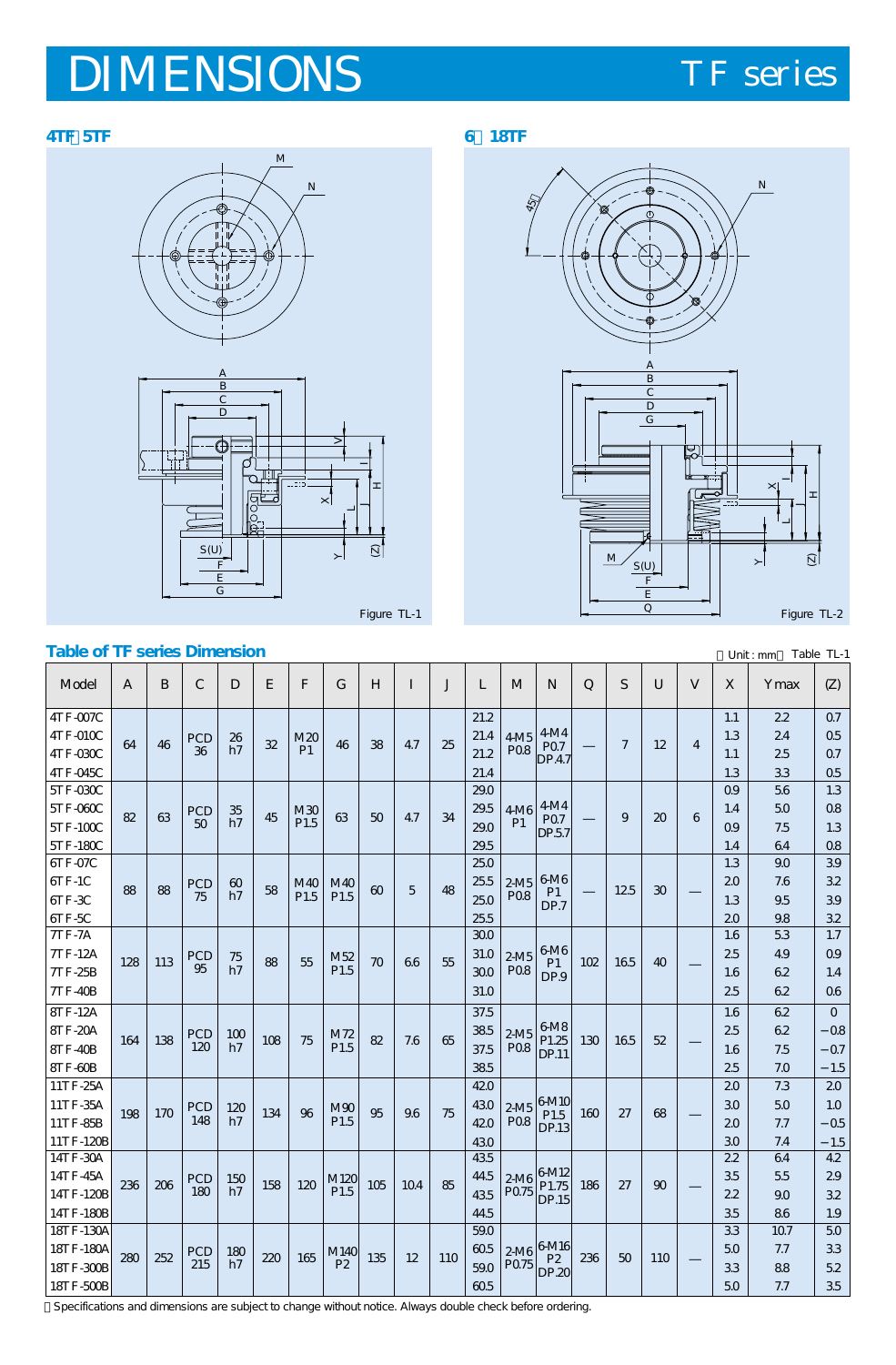# DIMENSIONS

TF series

**4TF～5TF**

**6～18TF**

Figure TL-1

Figure TL-2

## Table of TF series Dimension

（Unit : mm） Table TL-1

| Model | A | B | C | D | E | F | G | H | I | J | L | M | N | Q | S | U | V | X | Ymax | (Z) |
|---|---|---|---|---|---|---|---|---|---|---|---|---|---|---|---|---|---|---|---|---|
| 4TF-007C | 64 | 46 | PCD 36 | 26 h7 | 32 | M20 P1 | 46 | 38 | 4.7 | 25 | 21.2 | 4-M5 P0.8 | 4-M4 P0.7 DP.4.7 | — | 7 | 12 | 4 | 1.1 | 2.2 | 0.7 |
| 4TF-010C | | | | | | | | | | | 21.4 | | | | | | | 1.3 | 2.4 | 0.5 |
| 4TF-030C | | | | | | | | | | | 21.2 | | | | | | | 1.1 | 2.5 | 0.7 |
| 4TF-045C | | | | | | | | | | | 21.4 | | | | | | | 1.3 | 3.3 | 0.5 |
| 5TF-030C | 82 | 63 | PCD 50 | 35 h7 | 45 | M30 P1.5 | 63 | 50 | 4.7 | 34 | 29.0 | 4-M6 P1 | 4-M4 P0.7 DP.5.7 | — | 9 | 20 | 6 | 0.9 | 5.6 | 1.3 |
| 5TF-060C | | | | | | | | | | | 29.5 | | | | | | | 1.4 | 5.0 | 0.8 |
| 5TF-100C | | | | | | | | | | | 29.0 | | | | | | | 0.9 | 7.5 | 1.3 |
| 5TF-180C | | | | | | | | | | | 29.5 | | | | | | | 1.4 | 6.4 | 0.8 |
| 6TF-07C | 88 | 88 | PCD 75 | 60 h7 | 58 | M40 P1.5 | M40 P1.5 | 60 | 5 | 48 | 25.0 | 2-M5 P0.8 | 6-M6 P1 DP.7 | — | 12.5 | 30 | — | 1.3 | 9.0 | 3.9 |
| 6TF-1C | | | | | | | | | | | 25.5 | | | | | | | 2.0 | 7.6 | 3.2 |
| 6TF-3C | | | | | | | | | | | 25.0 | | | | | | | 1.3 | 9.5 | 3.9 |
| 6TF-5C | | | | | | | | | | | 25.5 | | | | | | | 2.0 | 9.8 | 3.2 |
| 7TF-7A | 128 | 113 | PCD 95 | 75 h7 | 88 | 55 | M52 P1.5 | 70 | 6.6 | 55 | 30.0 | 2-M5 P0.8 | 6-M6 P1 DP.9 | 102 | 16.5 | 40 | — | 1.6 | 5.3 | 1.7 |
| 7TF-12A | | | | | | | | | | | 31.0 | | | | | | | 2.5 | 4.9 | 0.9 |
| 7TF-25B | | | | | | | | | | | 30.0 | | | | | | | 1.6 | 6.2 | 1.4 |
| 7TF-40B | | | | | | | | | | | 31.0 | | | | | | | 2.5 | 6.2 | 0.6 |
| 8TF-12A | 164 | 138 | PCD 120 | 100 h7 | 108 | 75 | M72 P1.5 | 82 | 7.6 | 65 | 37.5 | 2-M5 P0.8 | 6-M8 P1.25 DP.11 | 130 | 16.5 | 52 | — | 1.6 | 6.2 | 0 |
| 8TF-20A | | | | | | | | | | | 38.5 | | | | | | | 2.5 | 6.2 | −0.8 |
| 8TF-40B | | | | | | | | | | | 37.5 | | | | | | | 1.6 | 7.5 | −0.7 |
| 8TF-60B | | | | | | | | | | | 38.5 | | | | | | | 2.5 | 7.0 | −1.5 |
| 11TF-25A | 198 | 170 | PCD 148 | 120 h7 | 134 | 96 | M90 P1.5 | 95 | 9.6 | 75 | 42.0 | 2-M5 P0.8 | 6-M10 P1.5 DP.13 | 160 | 27 | 68 | — | 2.0 | 7.3 | 2.0 |
| 11TF-35A | | | | | | | | | | | 43.0 | | | | | | | 3.0 | 5.0 | 1.0 |
| 11TF-85B | | | | | | | | | | | 42.0 | | | | | | | 2.0 | 7.7 | −0.5 |
| 11TF-120B | | | | | | | | | | | 43.0 | | | | | | | 3.0 | 7.4 | −1.5 |
| 14TF-30A | 236 | 206 | PCD 180 | 150 h7 | 158 | 120 | M120 P1.5 | 105 | 10.4 | 85 | 43.5 | 2-M6 P0.75 | 6-M12 P1.75 DP.15 | 186 | 27 | 90 | — | 2.2 | 6.4 | 4.2 |
| 14TF-45A | | | | | | | | | | | 44.5 | | | | | | | 3.5 | 5.5 | 2.9 |
| 14TF-120B | | | | | | | | | | | 43.5 | | | | | | | 2.2 | 9.0 | 3.2 |
| 14TF-180B | | | | | | | | | | | 44.5 | | | | | | | 3.5 | 8.6 | 1.9 |
| 18TF-130A | 280 | 252 | PCD 215 | 180 h7 | 220 | 165 | M140 P2 | 135 | 12 | 110 | 59.0 | 2-M6 P0.75 | 6-M16 P2 DP.20 | 236 | 50 | 110 | — | 3.3 | 10.7 | 5.0 |
| 18TF-180A | | | | | | | | | | | 60.5 | | | | | | | 5.0 | 7.7 | 3.3 |
| 18TF-300B | | | | | | | | | | | 59.0 | | | | | | | 3.3 | 8.8 | 5.2 |
| 18TF-500B | | | | | | | | | | | 60.5 | | | | | | | 5.0 | 7.7 | 3.5 |

＊Specifications and dimensions are subject to change without notice. Always double check before ordering.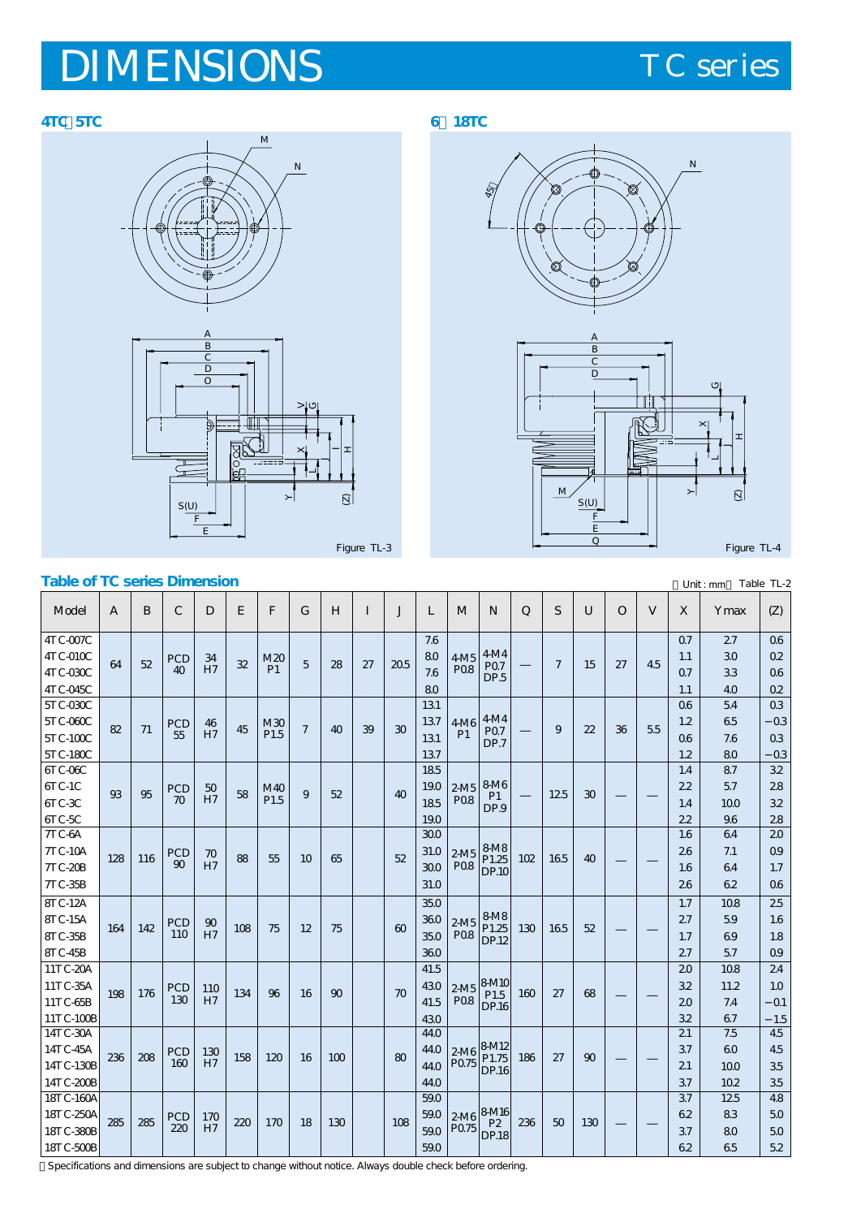# DIMENSIONS

TC series

**4TC～5TC**

**6～18TC**

Figure TL-3

Figure TL-4

**Table of TC series Dimension**

（Unit : mm） Table TL-2

| Model | A | B | C | D | E | F | G | H | I | J | L | M | N | Q | S | U | O | V | X | Y max | (Z) |
|---|---|---|---|---|---|---|---|---|---|---|---|---|---|---|---|---|---|---|---|---|---|
| 4TC-007C | 64 | 52 | PCD 40 | 34 H7 | 32 | M20 P1 | 5 | 28 | 27 | 20.5 | 7.6 | 4-M5 P0.8 | 4-M4 P0.7 DP.5 | — | 7 | 15 | 27 | 4.5 | 0.7 | 2.7 | 0.6 |
| 4TC-010C | | | | | | | | | | | 8.0 | | | | | | | | 1.1 | 3.0 | 0.2 |
| 4TC-030C | | | | | | | | | | | 7.6 | | | | | | | | 0.7 | 3.3 | 0.6 |
| 4TC-045C | | | | | | | | | | | 8.0 | | | | | | | | 1.1 | 4.0 | 0.2 |
| 5TC-030C | 82 | 71 | PCD 55 | 46 H7 | 45 | M30 P1.5 | 7 | 40 | 39 | 30 | 13.1 | 4-M6 P1 | 4-M4 P0.7 DP.7 | — | 9 | 22 | 36 | 5.5 | 0.6 | 5.4 | 0.3 |
| 5TC-060C | | | | | | | | | | | 13.7 | | | | | | | | 1.2 | 6.5 | −0.3 |
| 5TC-100C | | | | | | | | | | | 13.1 | | | | | | | | 0.6 | 7.6 | 0.3 |
| 5TC-180C | | | | | | | | | | | 13.7 | | | | | | | | 1.2 | 8.0 | −0.3 |
| 6TC-06C | 93 | 95 | PCD 70 | 50 H7 | 58 | M40 P1.5 | 9 | 52 | | 40 | 18.5 | 2-M5 P0.8 | 8-M6 P1 DP.9 | — | 12.5 | 30 | — | — | 1.4 | 8.7 | 3.2 |
| 6TC-1C | | | | | | | | | | | 19.0 | | | | | | | | 2.2 | 5.7 | 2.8 |
| 6TC-3C | | | | | | | | | | | 18.5 | | | | | | | | 1.4 | 10.0 | 3.2 |
| 6TC-5C | | | | | | | | | | | 19.0 | | | | | | | | 2.2 | 9.6 | 2.8 |
| 7TC-6A | 128 | 116 | PCD 90 | 70 H7 | 88 | 55 | 10 | 65 | | 52 | 30.0 | 2-M5 P0.8 | 8-M8 P1.25 DP.10 | 102 | 16.5 | 40 | — | — | 1.6 | 6.4 | 2.0 |
| 7TC-10A | | | | | | | | | | | 31.0 | | | | | | | | 2.6 | 7.1 | 0.9 |
| 7TC-20B | | | | | | | | | | | 30.0 | | | | | | | | 1.6 | 6.4 | 1.7 |
| 7TC-35B | | | | | | | | | | | 31.0 | | | | | | | | 2.6 | 6.2 | 0.6 |
| 8TC-12A | 164 | 142 | PCD 110 | 90 H7 | 108 | 75 | 12 | 75 | | 60 | 35.0 | 2-M5 P0.8 | 8-M8 P1.25 DP.12 | 130 | 16.5 | 52 | — | — | 1.7 | 10.8 | 2.5 |
| 8TC-15A | | | | | | | | | | | 36.0 | | | | | | | | 2.7 | 5.9 | 1.6 |
| 8TC-35B | | | | | | | | | | | 35.0 | | | | | | | | 1.7 | 6.9 | 1.8 |
| 8TC-45B | | | | | | | | | | | 36.0 | | | | | | | | 2.7 | 5.7 | 0.9 |
| 11TC-20A | 198 | 176 | PCD 130 | 110 H7 | 134 | 96 | 16 | 90 | | 70 | 41.5 | 2-M5 P0.8 | 8-M10 P1.5 DP.16 | 160 | 27 | 68 | — | — | 2.0 | 10.8 | 2.4 |
| 11TC-35A | | | | | | | | | | | 43.0 | | | | | | | | 3.2 | 11.2 | 1.0 |
| 11TC-65B | | | | | | | | | | | 41.5 | | | | | | | | 2.0 | 7.4 | −0.1 |
| 11TC-100B | | | | | | | | | | | 43.0 | | | | | | | | 3.2 | 6.7 | −1.5 |
| 14TC-30A | 236 | 208 | PCD 160 | 130 H7 | 158 | 120 | 16 | 100 | | 80 | 44.0 | 2-M6 P0.75 | 8-M12 P1.75 DP.16 | 186 | 27 | 90 | — | — | 2.1 | 7.5 | 4.5 |
| 14TC-45A | | | | | | | | | | | 44.0 | | | | | | | | 3.7 | 6.0 | 4.5 |
| 14TC-130B | | | | | | | | | | | 44.0 | | | | | | | | 2.1 | 10.0 | 3.5 |
| 14TC-200B | | | | | | | | | | | 44.0 | | | | | | | | 3.7 | 10.2 | 3.5 |
| 18TC-160A | 285 | 285 | PCD 220 | 170 H7 | 220 | 170 | 18 | 130 | | 108 | 59.0 | 2-M6 P0.75 | 8-M16 P2 DP.18 | 236 | 50 | 130 | — | — | 3.7 | 12.5 | 4.8 |
| 18TC-250A | | | | | | | | | | | 59.0 | | | | | | | | 6.2 | 8.3 | 5.0 |
| 18TC-380B | | | | | | | | | | | 59.0 | | | | | | | | 3.7 | 8.0 | 5.0 |
| 18TC-500B | | | | | | | | | | | 59.0 | | | | | | | | 6.2 | 6.5 | 5.2 |

＊Specifications and dimensions are subject to change without notice. Always double check before ordering.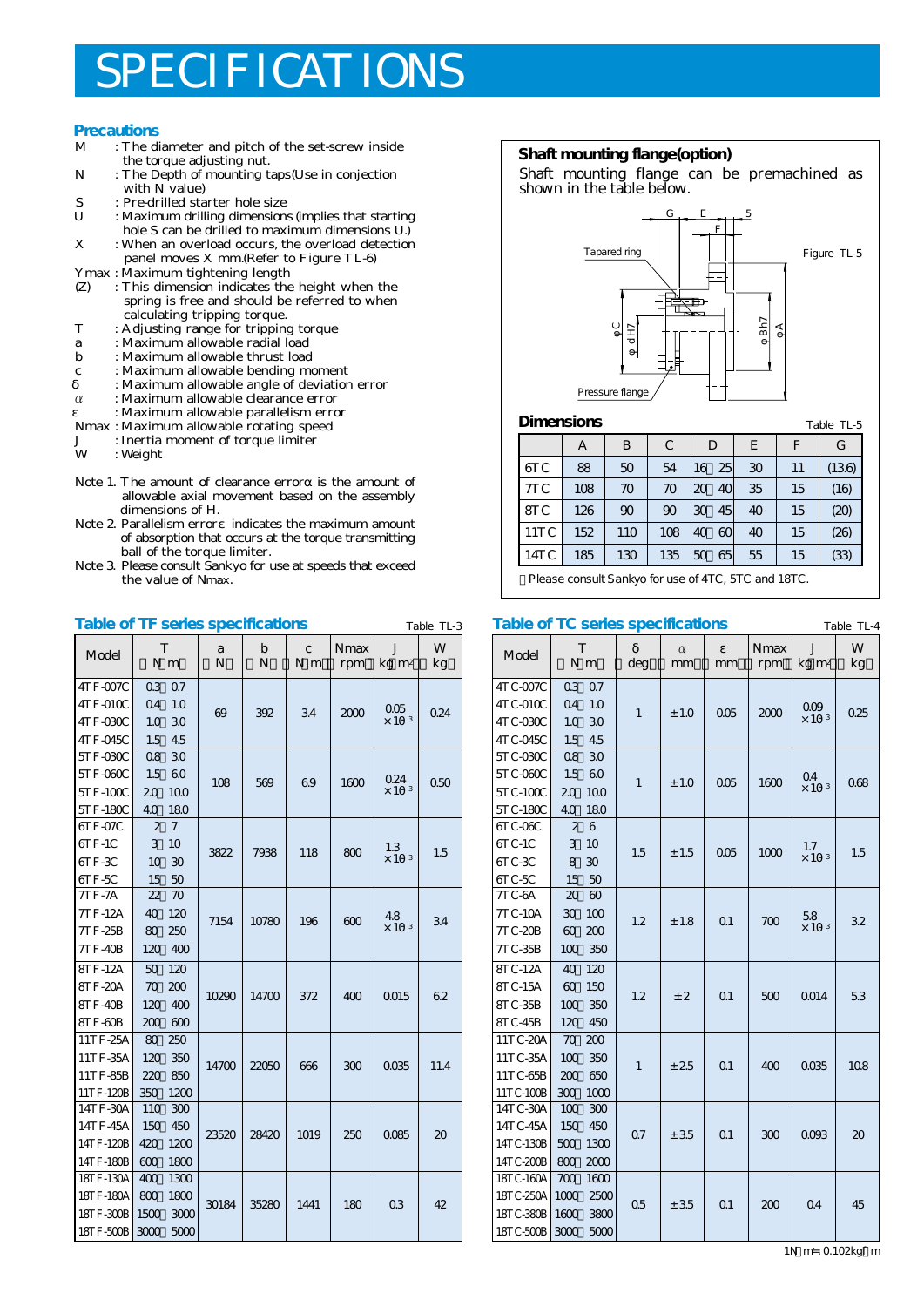# SPECIFICATIONS

## Precautions

- M : The diameter and pitch of the set-screw inside the torque adjusting nut.
- N : The Depth of mounting taps(Use in conjection with N value)
- S : Pre-drilled starter hole size
- U : Maximum drilling dimensions (implies that starting hole S can be drilled to maximum dimensions U.)
- X : When an overload occurs, the overload detection panel moves X mm.(Refer to Figure TL-6)
- Ymax : Maximum tightening length
- (Z) : This dimension indicates the height when the spring is free and should be referred to when calculating tripping torque.
- T : Adjusting range for tripping torque
- a : Maximum allowable radial load
- b : Maximum allowable thrust load
- c : Maximum allowable bending moment
- δ : Maximum allowable angle of deviation error
- α : Maximum allowable clearance error
- ε : Maximum allowable parallelism error
- Nmax : Maximum allowable rotating speed
- J : Inertia moment of torque limiter
- W : Weight

Note 1. The amount of clearance error α is the amount of allowable axial movement based on the assembly dimensions of H.

Note 2. Parallelism error ε indicates the maximum amount of absorption that occurs at the torque transmitting ball of the torque limiter.

Note 3. Please consult Sankyo for use at speeds that exceed the value of Nmax.

## Shaft mounting flange(option)

Shaft mounting flange can be premachined as shown in the table below.

Figure TL-5

### Dimensions

Table TL-5

| | A | B | C | D | E | F | G |
|---|---|---|---|---|---|---|---|
| 6TC | 88 | 50 | 54 | 16～25 | 30 | 11 | (13.6) |
| 7TC | 108 | 70 | 70 | 20～40 | 35 | 15 | (16) |
| 8TC | 126 | 90 | 90 | 30～45 | 40 | 15 | (20) |
| 11TC | 152 | 110 | 108 | 40～60 | 40 | 15 | (26) |
| 14TC | 185 | 130 | 135 | 50～65 | 55 | 15 | (33) |

※Please consult Sankyo for use of 4TC, 5TC and 18TC.

## Table of TF series specifications

Table TL-3

| Model | T (N·m) | a (N) | b (N) | c (N·m) | Nmax (rpm) | J (kg·m²) | W (kg) |
|---|---|---|---|---|---|---|---|
| 4TF-007C | 0.3～0.7 | 69 | 392 | 3.4 | 2000 | $0.05\times10^{-3}$ | 0.24 |
| 4TF-010C | 0.4～1.0 | | | | | | |
| 4TF-030C | 1.0～3.0 | | | | | | |
| 4TF-045C | 1.5～4.5 | | | | | | |
| 5TF-030C | 0.8～3.0 | 108 | 569 | 6.9 | 1600 | $0.24\times10^{-3}$ | 0.50 |
| 5TF-060C | 1.5～6.0 | | | | | | |
| 5TF-100C | 2.0～10.0 | | | | | | |
| 5TF-180C | 4.0～18.0 | | | | | | |
| 6TF-07C | 2～7 | 3822 | 7938 | 118 | 800 | $1.3\times10^{-3}$ | 1.5 |
| 6TF-1C | 3～10 | | | | | | |
| 6TF-3C | 10～30 | | | | | | |
| 6TF-5C | 15～50 | | | | | | |
| 7TF-7A | 22～70 | 7154 | 10780 | 196 | 600 | $4.8\times10^{-3}$ | 3.4 |
| 7TF-12A | 40～120 | | | | | | |
| 7TF-25B | 80～250 | | | | | | |
| 7TF-40B | 120～400 | | | | | | |
| 8TF-12A | 50～120 | 10290 | 14700 | 372 | 400 | 0.015 | 6.2 |
| 8TF-20A | 70～200 | | | | | | |
| 8TF-40B | 120～400 | | | | | | |
| 8TF-60B | 200～600 | | | | | | |
| 11TF-25A | 80～250 | 14700 | 22050 | 666 | 300 | 0.035 | 11.4 |
| 11TF-35A | 120～350 | | | | | | |
| 11TF-85B | 220～850 | | | | | | |
| 11TF-120B | 350～1200 | | | | | | |
| 14TF-30A | 110～300 | 23520 | 28420 | 1019 | 250 | 0.085 | 20 |
| 14TF-45A | 150～450 | | | | | | |
| 14TF-120B | 420～1200 | | | | | | |
| 14TF-180B | 600～1800 | | | | | | |
| 18TF-130A | 400～1300 | 30184 | 35280 | 1441 | 180 | 0.3 | 42 |
| 18TF-180A | 800～1800 | | | | | | |
| 18TF-300B | 1500～3000 | | | | | | |
| 18TF-500B | 3000～5000 | | | | | | |

## Table of TC series specifications

Table TL-4

| Model | T (N·m) | δ (deg) | α (mm) | ε (mm) | Nmax (rpm) | J (kg·m²) | W (kg) |
|---|---|---|---|---|---|---|---|
| 4TC-007C | 0.3～0.7 | 1 | ±1.0 | 0.05 | 2000 | $0.09\times10^{-3}$ | 0.25 |
| 4TC-010C | 0.4～1.0 | | | | | | |
| 4TC-030C | 1.0～3.0 | | | | | | |
| 4TC-045C | 1.5～4.5 | | | | | | |
| 5TC-030C | 0.8～3.0 | 1 | ±1.0 | 0.05 | 1600 | $0.4\times10^{-3}$ | 0.68 |
| 5TC-060C | 1.5～6.0 | | | | | | |
| 5TC-100C | 2.0～10.0 | | | | | | |
| 5TC-180C | 4.0～18.0 | | | | | | |
| 6TC-06C | 2～6 | 1.5 | ±1.5 | 0.05 | 1000 | $1.7\times10^{-3}$ | 1.5 |
| 6TC-1C | 3～10 | | | | | | |
| 6TC-3C | 8～30 | | | | | | |
| 6TC-5C | 15～50 | | | | | | |
| 7TC-6A | 20～60 | 1.2 | ±1.8 | 0.1 | 700 | $5.8\times10^{-3}$ | 3.2 |
| 7TC-10A | 30～100 | | | | | | |
| 7TC-20B | 60～200 | | | | | | |
| 7TC-35B | 100～350 | | | | | | |
| 8TC-12A | 40～120 | 1.2 | ±2 | 0.1 | 500 | 0.014 | 5.3 |
| 8TC-15A | 60～150 | | | | | | |
| 8TC-35B | 100～350 | | | | | | |
| 8TC-45B | 120～450 | | | | | | |
| 11TC-20A | 70～200 | 1 | ±2.5 | 0.1 | 400 | 0.035 | 10.8 |
| 11TC-35A | 100～350 | | | | | | |
| 11TC-65B | 200～650 | | | | | | |
| 11TC-100B | 300～1000 | | | | | | |
| 14TC-30A | 100～300 | 0.7 | ±3.5 | 0.1 | 300 | 0.093 | 20 |
| 14TC-45A | 150～450 | | | | | | |
| 14TC-130B | 500～1300 | | | | | | |
| 14TC-200B | 800～2000 | | | | | | |
| 18TC-160A | 700～1600 | 0.5 | ±3.5 | 0.1 | 200 | 0.4 | 45 |
| 18TC-250A | 1000～2500 | | | | | | |
| 18TC-380B | 1600～3800 | | | | | | |
| 18TC-500B | 3000～5000 | | | | | | |

1N·m≒0.102kgf·m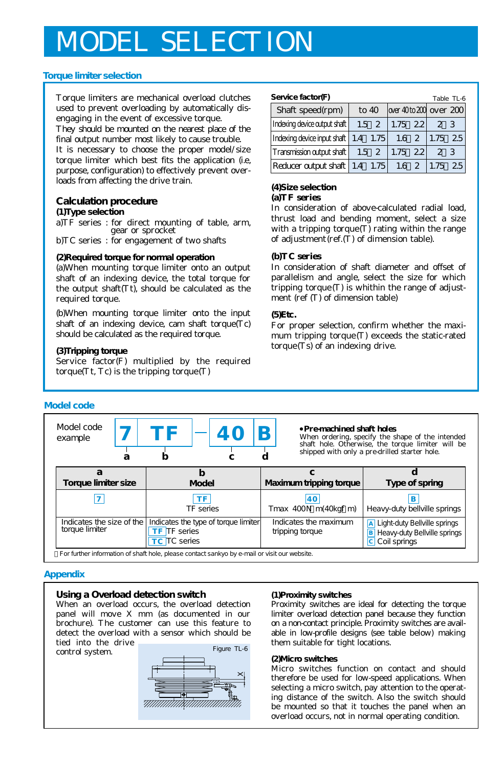# MODEL SELECTION

## Torque limiter selection

Torque limiters are mechanical overload clutches used to prevent overloading by automatically disengaging in the event of excessive torque.
They should be mounted on the nearest place of the final output number most likely to cause trouble.
It is necessary to choose the proper model/size torque limiter which best fits the application (i.e, purpose, configuration) to effectively prevent overloads from affecting the drive train.

### Calculation procedure

**(1)Type selection**

a)TF series : for direct mounting of table, arm, gear or sprocket
b)TC series : for engagement of two shafts

**(2)Required torque for normal operation**

(a)When mounting torque limiter onto an output shaft of an indexing device, the total torque for the output shaft(Tt), should be calculated as the required torque.

(b)When mounting torque limiter onto the input shaft of an indexing device, cam shaft torque(Tc) should be calculated as the required torque.

**(3)Tripping torque**

Service factor(F) multiplied by the required torque(Tt, Tc) is the tripping torque(T)

**Service factor(F)**

Table TL-6

| Shaft speed(rpm) | to 40 | over 40 to 200 | over 200 |
|---|---|---|---|
| Indexing device output shaft | 1.5～2 | 1.75～2.2 | 2～3 |
| Indexing device input shaft | 1.4～1.75 | 1.6～2 | 1.75～2.5 |
| Transmission output shaft | 1.5～2 | 1.75～2.2 | 2～3 |
| Reducer output shaft | 1.4～1.75 | 1.6～2 | 1.75～2.5 |

**(4)Size selection**

**(a)TF series**

In consideration of above-calculated radial load, thrust load and bending moment, select a size with a tripping torque(T) rating within the range of adjustment(ref.(T) of dimension table).

**(b)TC series**

In consideration of shaft diameter and offset of parallelism and angle, select the size for which tripping torque(T) is within the range of adjustment (ref (T) of dimension table)

**(5)Etc.**

For proper selection, confirm whether the maximum tripping torque(T) exceeds the static-rated torque(Ts) of an indexing drive.

## Model code

Model code example: **7** (a) **TF** (b) – **40** (c) **B** (d)

**•Pre-machined shaft holes**
When ordering, specify the shape of the intended shaft hole. Otherwise, the torque limiter will be shipped with only a pre-drilled starter hole.

| a<br>Torque limiter size | b<br>Model | c<br>Maximum tripping torque | d<br>Type of spring |
|---|---|---|---|
| 7 | TF<br>TF series | 40<br>Tmax 400N･m(40kgf･m) | B<br>Heavy-duty bellville springs |
| Indicates the size of the torque limiter | Indicates the type of torque limiter<br>TF TF series<br>TC TC series | Indicates the maximum tripping torque | A Light-duty Bellville springs<br>B Heavy-duty Bellville springs<br>C Coil springs |

※For further information of shaft hole, please contact sankyo by e-mail or visit our website.

## Appendix

### Using a Overload detection switch

When an overload occurs, the overload detection panel will move X mm (as documented in our brochure). The customer can use this feature to detect the overload with a sensor which should be tied into the drive control system.

Figure TL-6

**(1)Proximity switches**

Proximity switches are ideal for detecting the torque limiter overload detection panel because they function on a non-contact principle. Proximity switches are available in low-profile designs (see table below) making them suitable for tight locations.

**(2)Micro switches**

Micro switches function on contact and should therefore be used for low-speed applications. When selecting a micro switch, pay attention to the operating distance of the switch. Also the switch should be mounted so that it touches the panel when an overload occurs, not in normal operating condition.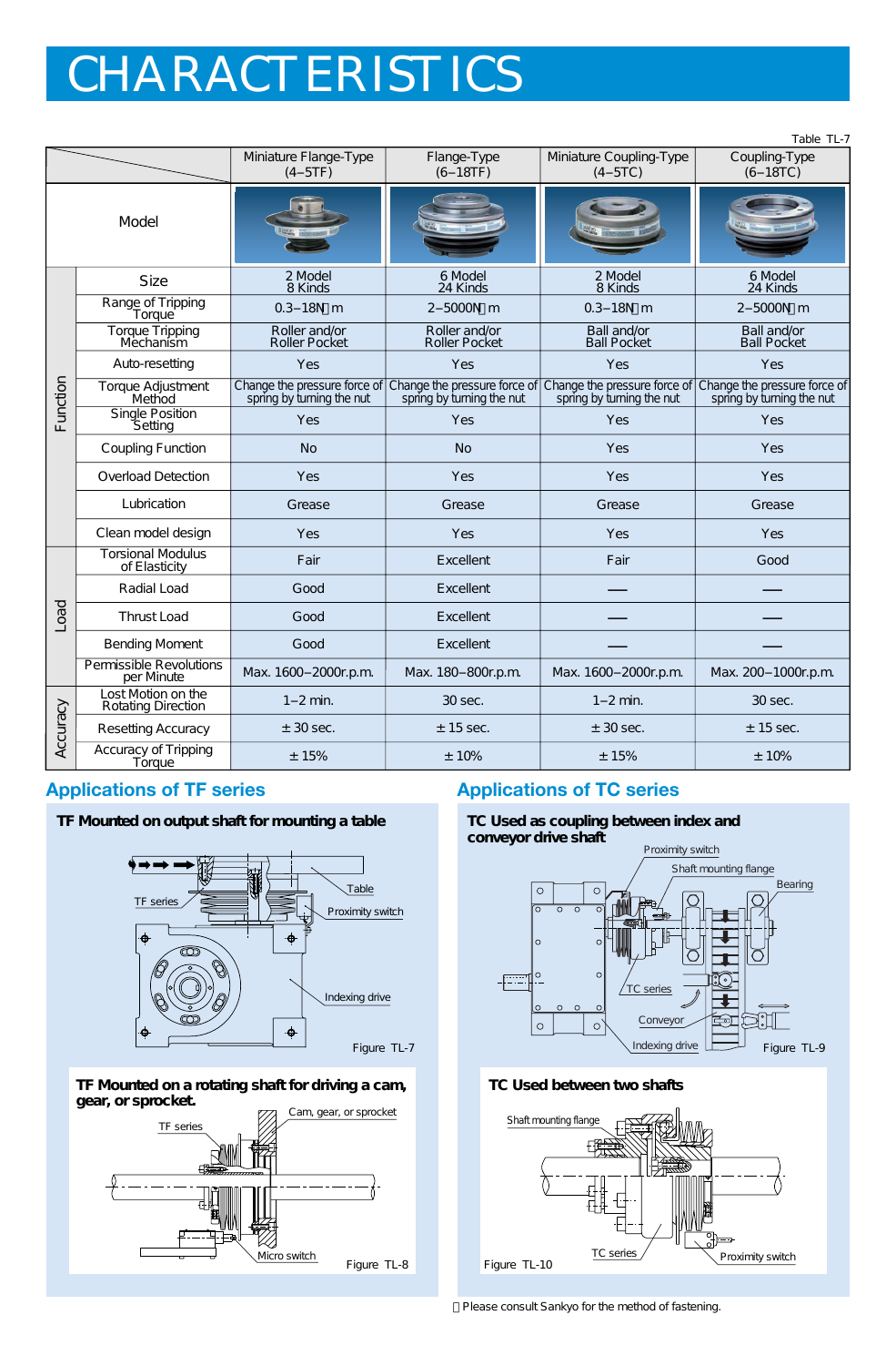# CHARACTERISTICS

Table TL-7

| | | Miniature Flange-Type (4–5TF) | Flange-Type (6–18TF) | Miniature Coupling-Type (4–5TC) | Coupling-Type (6–18TC) |
|---|---|---|---|---|---|
| Model | | | | | |
| Function | Size | 2 Model 8 Kinds | 6 Model 24 Kinds | 2 Model 8 Kinds | 6 Model 24 Kinds |
| | Range of Tripping Torque | 0.3–18N·m | 2–5000N·m | 0.3–18N·m | 2–5000N·m |
| | Torque Tripping Mechanism | Roller and/or Roller Pocket | Roller and/or Roller Pocket | Ball and/or Ball Pocket | Ball and/or Ball Pocket |
| | Auto-resetting | Yes | Yes | Yes | Yes |
| | Torque Adjustment Method | Change the pressure force of spring by turning the nut | Change the pressure force of spring by turning the nut | Change the pressure force of spring by turning the nut | Change the pressure force of spring by turning the nut |
| | Single Position Setting | Yes | Yes | Yes | Yes |
| | Coupling Function | No | No | Yes | Yes |
| | Overload Detection | Yes | Yes | Yes | Yes |
| | Lubrication | Grease | Grease | Grease | Grease |
| | Clean model design | Yes | Yes | Yes | Yes |
| Load | Torsional Modulus of Elasticity | Fair | Excellent | Fair | Good |
| | Radial Load | Good | Excellent | — | — |
| | Thrust Load | Good | Excellent | — | — |
| | Bending Moment | Good | Excellent | — | — |
| | Permissible Revolutions per Minute | Max. 1600–2000r.p.m. | Max. 180–800r.p.m. | Max. 1600–2000r.p.m. | Max. 200–1000r.p.m. |
| Accuracy | Lost Motion on the Rotating Direction | 1–2 min. | 30 sec. | 1–2 min. | 30 sec. |
| | Resetting Accuracy | ±30 sec. | ±15 sec. | ±30 sec. | ±15 sec. |
| | Accuracy of Tripping Torque | ±15% | ±10% | ±15% | ±10% |

## Applications of TF series

### TF Mounted on output shaft for mounting a table

TF series
Table
Proximity switch
Indexing drive

Figure TL-7

### TF Mounted on a rotating shaft for driving a cam, gear, or sprocket.

TF series
Cam, gear, or sprocket
Micro switch

Figure TL-8

## Applications of TC series

### TC Used as coupling between index and conveyor drive shaft

Proximity switch
Shaft mounting flange
Bearing
TC series
Conveyor
Indexing drive

Figure TL-9

### TC Used between two shafts

Shaft mounting flange
TC series
Proximity switch

Figure TL-10

※Please consult Sankyo for the method of fastening.